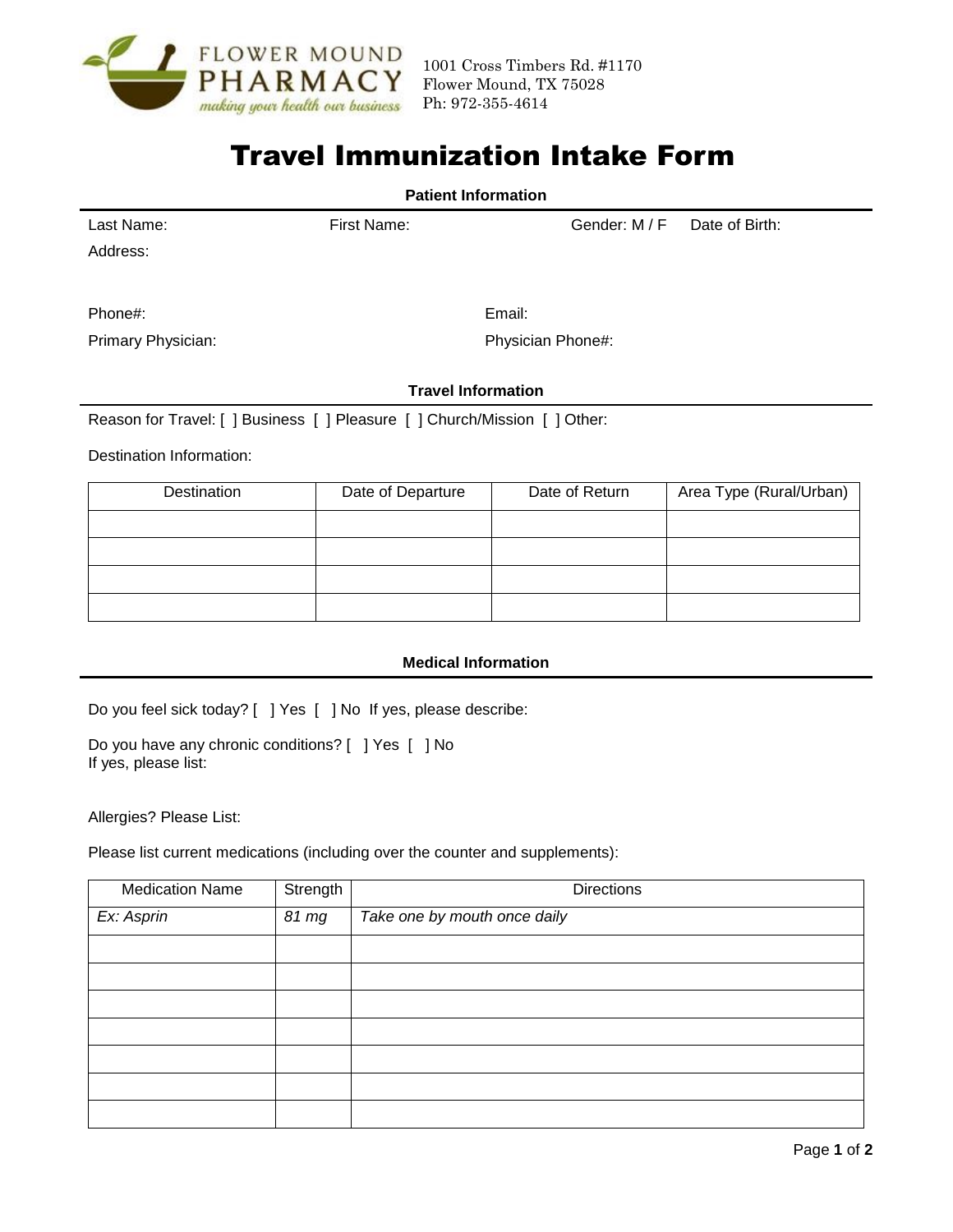FLOWER MOUND PHARMACY
*making your health our business*

1001 Cross Timbers Rd. #1170
Flower Mound, TX 75028
Ph: 972-355-4614

# Travel Immunization Intake Form

### Patient Information

Last Name: First Name: Gender: M / F Date of Birth:

Address:

Phone#: Email:

Primary Physician: Physician Phone#:

### Travel Information

Reason for Travel: [ ] Business [ ] Pleasure [ ] Church/Mission [ ] Other:

Destination Information:

| Destination | Date of Departure | Date of Return | Area Type (Rural/Urban) |
|---|---|---|---|
| | | | |
| | | | |
| | | | |
| | | | |

### Medical Information

Do you feel sick today? [ ] Yes [ ] No If yes, please describe:

Do you have any chronic conditions? [ ] Yes [ ] No
If yes, please list:

Allergies? Please List:

Please list current medications (including over the counter and supplements):

| Medication Name | Strength | Directions |
|---|---|---|
| *Ex: Asprin* | *81 mg* | *Take one by mouth once daily* |
| | | |
| | | |
| | | |
| | | |
| | | |
| | | |
| | | |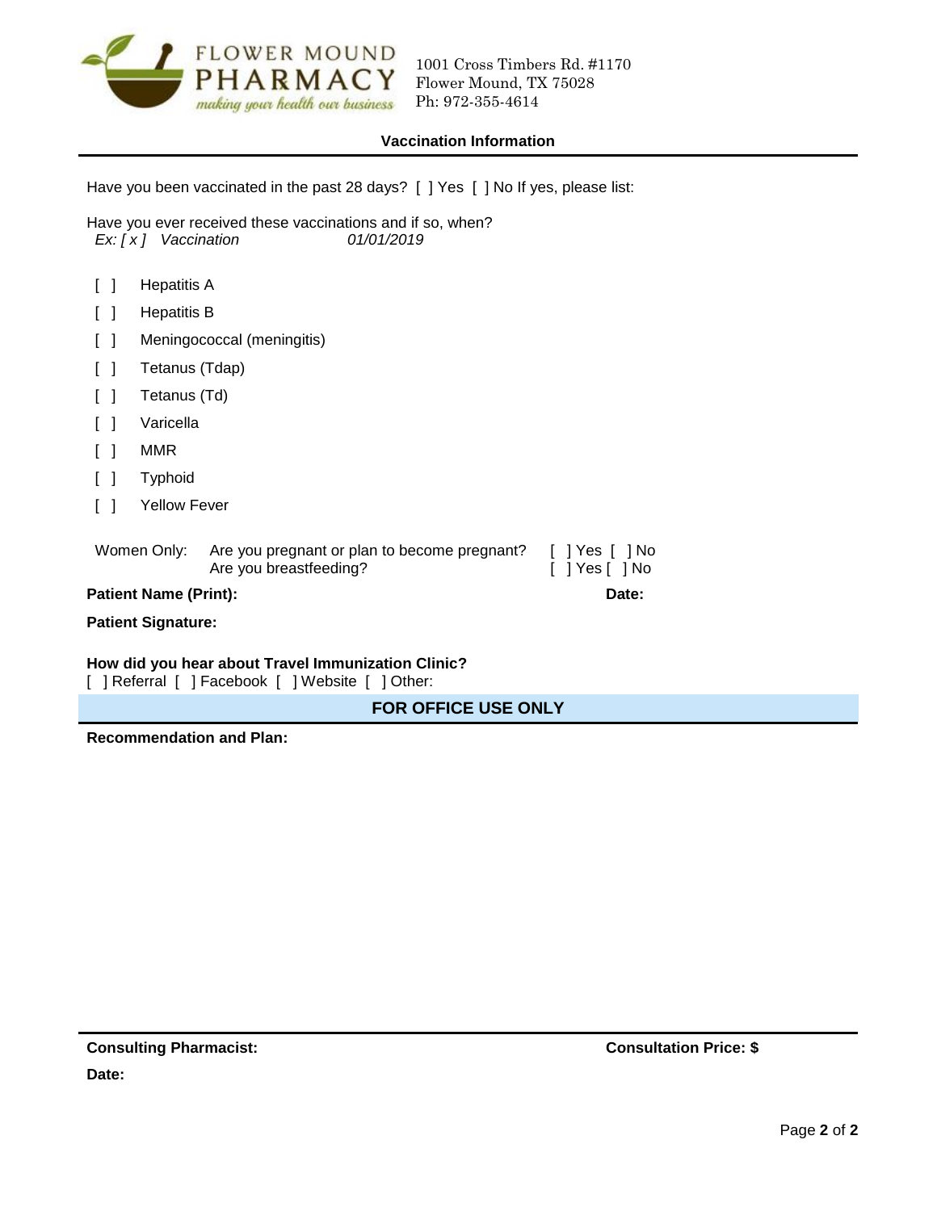FLOWER MOUND PHARMACY
*making your health our business*

1001 Cross Timbers Rd. #1170
Flower Mound, TX 75028
Ph: 972-355-4614

**Vaccination Information**

Have you been vaccinated in the past 28 days? [ ] Yes [ ] No If yes, please list:

Have you ever received these vaccinations and if so, when?
*Ex: [ x ] Vaccination 01/01/2019*

- [ ] Hepatitis A
- [ ] Hepatitis B
- [ ] Meningococcal (meningitis)
- [ ] Tetanus (Tdap)
- [ ] Tetanus (Td)
- [ ] Varicella
- [ ] MMR
- [ ] Typhoid
- [ ] Yellow Fever

Women Only: Are you pregnant or plan to become pregnant? [ ] Yes [ ] No
Are you breastfeeding? [ ] Yes [ ] No

**Patient Name (Print):** **Date:**

**Patient Signature:**

**How did you hear about Travel Immunization Clinic?**
[ ] Referral [ ] Facebook [ ] Website [ ] Other:

**FOR OFFICE USE ONLY**

**Recommendation and Plan:**

**Consulting Pharmacist:** **Consultation Price: $**

**Date:**